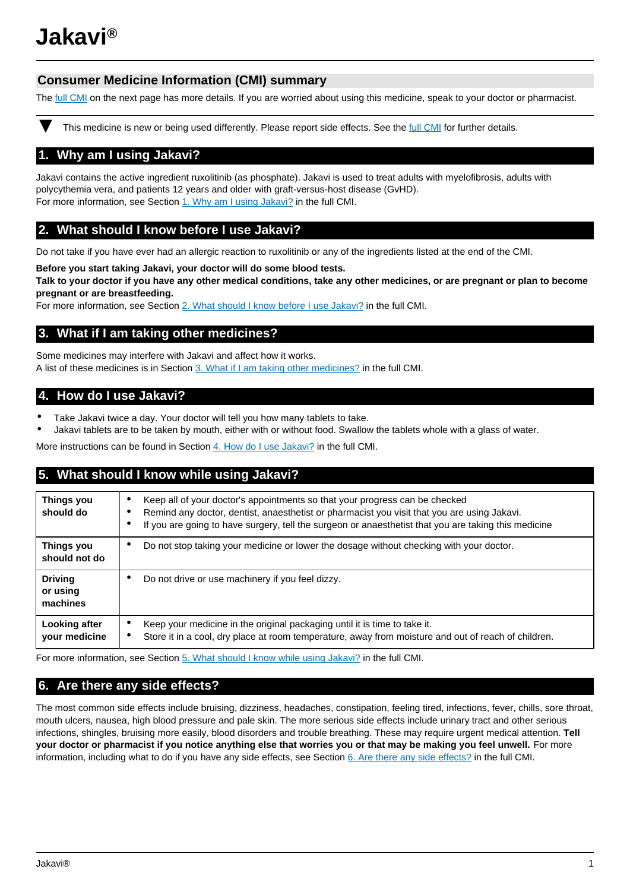# Jakavi®

## Consumer Medicine Information (CMI) summary

The full CMI on the next page has more details. If you are worried about using this medicine, speak to your doctor or pharmacist.

▼ This medicine is new or being used differently. Please report side effects. See the full CMI for further details.

## 1. Why am I using Jakavi?

Jakavi contains the active ingredient ruxolitinib (as phosphate). Jakavi is used to treat adults with myelofibrosis, adults with polycythemia vera, and patients 12 years and older with graft-versus-host disease (GvHD).
For more information, see Section 1. Why am I using Jakavi? in the full CMI.

## 2. What should I know before I use Jakavi?

Do not take if you have ever had an allergic reaction to ruxolitinib or any of the ingredients listed at the end of the CMI.

**Before you start taking Jakavi, your doctor will do some blood tests.**
**Talk to your doctor if you have any other medical conditions, take any other medicines, or are pregnant or plan to become pregnant or are breastfeeding.**
For more information, see Section 2. What should I know before I use Jakavi? in the full CMI.

## 3. What if I am taking other medicines?

Some medicines may interfere with Jakavi and affect how it works.
A list of these medicines is in Section 3. What if I am taking other medicines? in the full CMI.

## 4. How do I use Jakavi?

- Take Jakavi twice a day. Your doctor will tell you how many tablets to take.
- Jakavi tablets are to be taken by mouth, either with or without food. Swallow the tablets whole with a glass of water.

More instructions can be found in Section 4. How do I use Jakavi? in the full CMI.

## 5. What should I know while using Jakavi?

| | |
|---|---|
| **Things you should do** | • Keep all of your doctor's appointments so that your progress can be checked<br>• Remind any doctor, dentist, anaesthetist or pharmacist you visit that you are using Jakavi.<br>• If you are going to have surgery, tell the surgeon or anaesthetist that you are taking this medicine |
| **Things you should not do** | • Do not stop taking your medicine or lower the dosage without checking with your doctor. |
| **Driving or using machines** | • Do not drive or use machinery if you feel dizzy. |
| **Looking after your medicine** | • Keep your medicine in the original packaging until it is time to take it.<br>• Store it in a cool, dry place at room temperature, away from moisture and out of reach of children. |

For more information, see Section 5. What should I know while using Jakavi? in the full CMI.

## 6. Are there any side effects?

The most common side effects include bruising, dizziness, headaches, constipation, feeling tired, infections, fever, chills, sore throat, mouth ulcers, nausea, high blood pressure and pale skin. The more serious side effects include urinary tract and other serious infections, shingles, bruising more easily, blood disorders and trouble breathing. These may require urgent medical attention. **Tell your doctor or pharmacist if you notice anything else that worries you or that may be making you feel unwell.** For more information, including what to do if you have any side effects, see Section 6. Are there any side effects? in the full CMI.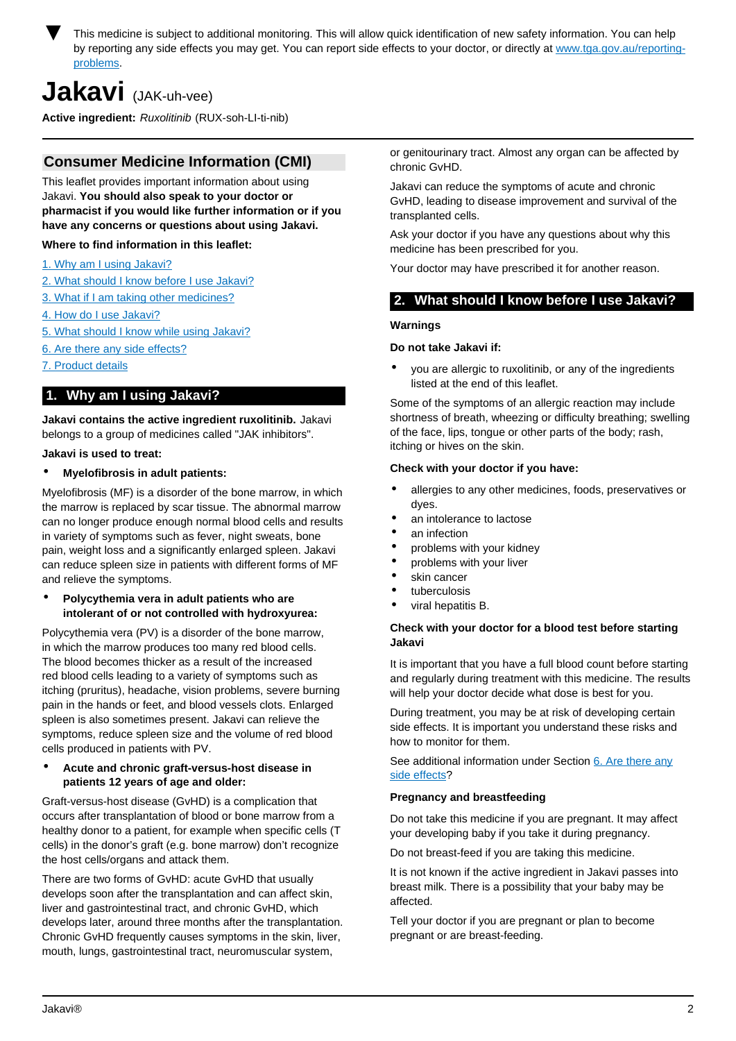▼ This medicine is subject to additional monitoring. This will allow quick identification of new safety information. You can help by reporting any side effects you may get. You can report side effects to your doctor, or directly at [www.tga.gov.au/reporting-problems](www.tga.gov.au/reporting-problems).

# Jakavi (JAK-uh-vee)

**Active ingredient:** *Ruxolitinib* (RUX-soh-LI-ti-nib)

## Consumer Medicine Information (CMI)

This leaflet provides important information about using Jakavi. **You should also speak to your doctor or pharmacist if you would like further information or if you have any concerns or questions about using Jakavi.**

**Where to find information in this leaflet:**

1. Why am I using Jakavi?
2. What should I know before I use Jakavi?
3. What if I am taking other medicines?
4. How do I use Jakavi?
5. What should I know while using Jakavi?
6. Are there any side effects?
7. Product details

## 1. Why am I using Jakavi?

**Jakavi contains the active ingredient ruxolitinib.** Jakavi belongs to a group of medicines called "JAK inhibitors".

**Jakavi is used to treat:**

- **Myelofibrosis in adult patients:**

Myelofibrosis (MF) is a disorder of the bone marrow, in which the marrow is replaced by scar tissue. The abnormal marrow can no longer produce enough normal blood cells and results in variety of symptoms such as fever, night sweats, bone pain, weight loss and a significantly enlarged spleen. Jakavi can reduce spleen size in patients with different forms of MF and relieve the symptoms.

- **Polycythemia vera in adult patients who are intolerant of or not controlled with hydroxyurea:**

Polycythemia vera (PV) is a disorder of the bone marrow, in which the marrow produces too many red blood cells. The blood becomes thicker as a result of the increased red blood cells leading to a variety of symptoms such as itching (pruritus), headache, vision problems, severe burning pain in the hands or feet, and blood vessels clots. Enlarged spleen is also sometimes present. Jakavi can relieve the symptoms, reduce spleen size and the volume of red blood cells produced in patients with PV.

- **Acute and chronic graft-versus-host disease in patients 12 years of age and older:**

Graft-versus-host disease (GvHD) is a complication that occurs after transplantation of blood or bone marrow from a healthy donor to a patient, for example when specific cells (T cells) in the donor's graft (e.g. bone marrow) don't recognize the host cells/organs and attack them.

There are two forms of GvHD: acute GvHD that usually develops soon after the transplantation and can affect skin, liver and gastrointestinal tract, and chronic GvHD, which develops later, around three months after the transplantation. Chronic GvHD frequently causes symptoms in the skin, liver, mouth, lungs, gastrointestinal tract, neuromuscular system, or genitourinary tract. Almost any organ can be affected by chronic GvHD.

Jakavi can reduce the symptoms of acute and chronic GvHD, leading to disease improvement and survival of the transplanted cells.

Ask your doctor if you have any questions about why this medicine has been prescribed for you.

Your doctor may have prescribed it for another reason.

## 2. What should I know before I use Jakavi?

### Warnings

**Do not take Jakavi if:**

- you are allergic to ruxolitinib, or any of the ingredients listed at the end of this leaflet.

Some of the symptoms of an allergic reaction may include shortness of breath, wheezing or difficulty breathing; swelling of the face, lips, tongue or other parts of the body; rash, itching or hives on the skin.

**Check with your doctor if you have:**

- allergies to any other medicines, foods, preservatives or dyes.
- an intolerance to lactose
- an infection
- problems with your kidney
- problems with your liver
- skin cancer
- tuberculosis
- viral hepatitis B.

**Check with your doctor for a blood test before starting Jakavi**

It is important that you have a full blood count before starting and regularly during treatment with this medicine. The results will help your doctor decide what dose is best for you.

During treatment, you may be at risk of developing certain side effects. It is important you understand these risks and how to monitor for them.

See additional information under Section 6. Are there any side effects?

### Pregnancy and breastfeeding

Do not take this medicine if you are pregnant. It may affect your developing baby if you take it during pregnancy.

Do not breast-feed if you are taking this medicine.

It is not known if the active ingredient in Jakavi passes into breast milk. There is a possibility that your baby may be affected.

Tell your doctor if you are pregnant or plan to become pregnant or are breast-feeding.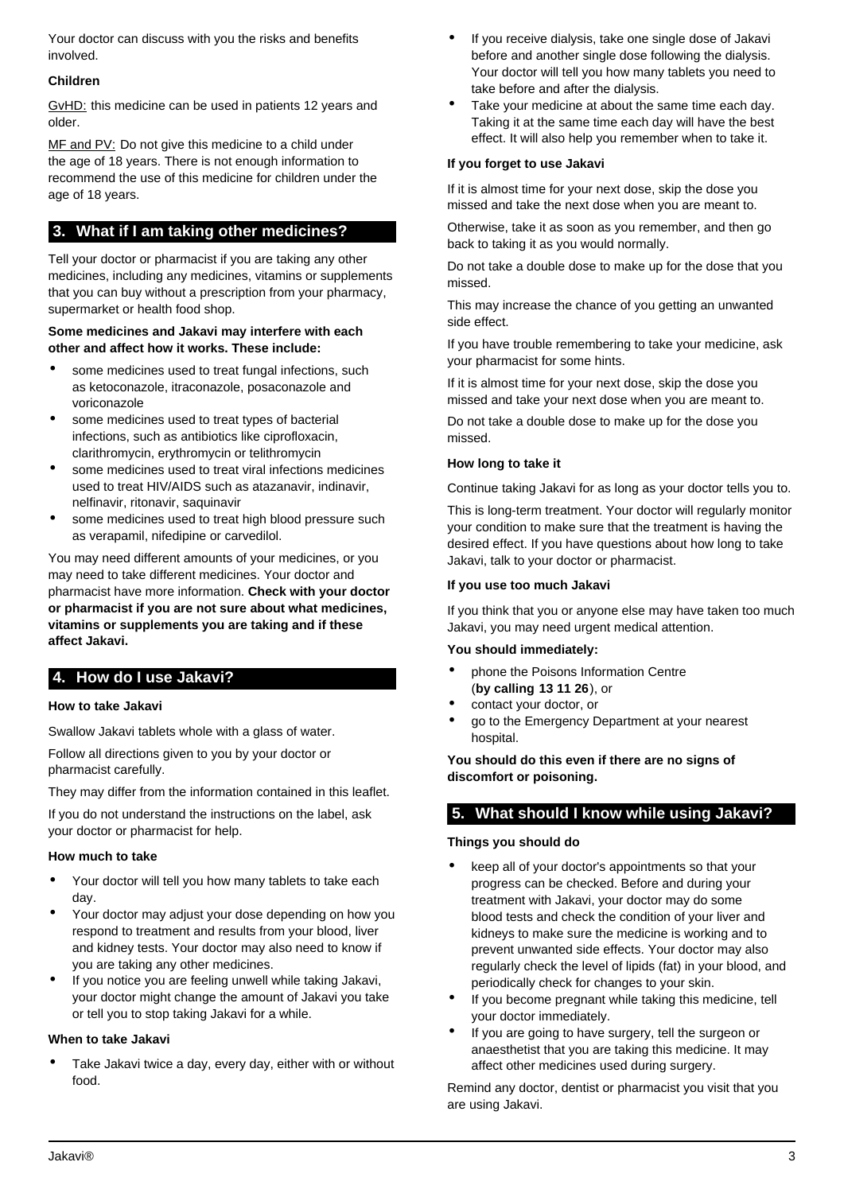Your doctor can discuss with you the risks and benefits involved.

**Children**

GvHD: this medicine can be used in patients 12 years and older.

MF and PV: Do not give this medicine to a child under the age of 18 years. There is not enough information to recommend the use of this medicine for children under the age of 18 years.

## 3. What if I am taking other medicines?

Tell your doctor or pharmacist if you are taking any other medicines, including any medicines, vitamins or supplements that you can buy without a prescription from your pharmacy, supermarket or health food shop.

**Some medicines and Jakavi may interfere with each other and affect how it works. These include:**

- some medicines used to treat fungal infections, such as ketoconazole, itraconazole, posaconazole and voriconazole
- some medicines used to treat types of bacterial infections, such as antibiotics like ciprofloxacin, clarithromycin, erythromycin or telithromycin
- some medicines used to treat viral infections medicines used to treat HIV/AIDS such as atazanavir, indinavir, nelfinavir, ritonavir, saquinavir
- some medicines used to treat high blood pressure such as verapamil, nifedipine or carvedilol.

You may need different amounts of your medicines, or you may need to take different medicines. Your doctor and pharmacist have more information. **Check with your doctor or pharmacist if you are not sure about what medicines, vitamins or supplements you are taking and if these affect Jakavi.**

## 4. How do I use Jakavi?

**How to take Jakavi**

Swallow Jakavi tablets whole with a glass of water.

Follow all directions given to you by your doctor or pharmacist carefully.

They may differ from the information contained in this leaflet.

If you do not understand the instructions on the label, ask your doctor or pharmacist for help.

**How much to take**

- Your doctor will tell you how many tablets to take each day.
- Your doctor may adjust your dose depending on how you respond to treatment and results from your blood, liver and kidney tests. Your doctor may also need to know if you are taking any other medicines.
- If you notice you are feeling unwell while taking Jakavi, your doctor might change the amount of Jakavi you take or tell you to stop taking Jakavi for a while.

**When to take Jakavi**

- Take Jakavi twice a day, every day, either with or without food.
- If you receive dialysis, take one single dose of Jakavi before and another single dose following the dialysis. Your doctor will tell you how many tablets you need to take before and after the dialysis.
- Take your medicine at about the same time each day. Taking it at the same time each day will have the best effect. It will also help you remember when to take it.

**If you forget to use Jakavi**

If it is almost time for your next dose, skip the dose you missed and take the next dose when you are meant to.

Otherwise, take it as soon as you remember, and then go back to taking it as you would normally.

Do not take a double dose to make up for the dose that you missed.

This may increase the chance of you getting an unwanted side effect.

If you have trouble remembering to take your medicine, ask your pharmacist for some hints.

If it is almost time for your next dose, skip the dose you missed and take your next dose when you are meant to.

Do not take a double dose to make up for the dose you missed.

**How long to take it**

Continue taking Jakavi for as long as your doctor tells you to.

This is long-term treatment. Your doctor will regularly monitor your condition to make sure that the treatment is having the desired effect. If you have questions about how long to take Jakavi, talk to your doctor or pharmacist.

**If you use too much Jakavi**

If you think that you or anyone else may have taken too much Jakavi, you may need urgent medical attention.

**You should immediately:**

- phone the Poisons Information Centre (**by calling 13 11 26**), or
- contact your doctor, or
- go to the Emergency Department at your nearest hospital.

**You should do this even if there are no signs of discomfort or poisoning.**

## 5. What should I know while using Jakavi?

**Things you should do**

- keep all of your doctor's appointments so that your progress can be checked. Before and during your treatment with Jakavi, your doctor may do some blood tests and check the condition of your liver and kidneys to make sure the medicine is working and to prevent unwanted side effects. Your doctor may also regularly check the level of lipids (fat) in your blood, and periodically check for changes to your skin.
- If you become pregnant while taking this medicine, tell your doctor immediately.
- If you are going to have surgery, tell the surgeon or anaesthetist that you are taking this medicine. It may affect other medicines used during surgery.

Remind any doctor, dentist or pharmacist you visit that you are using Jakavi.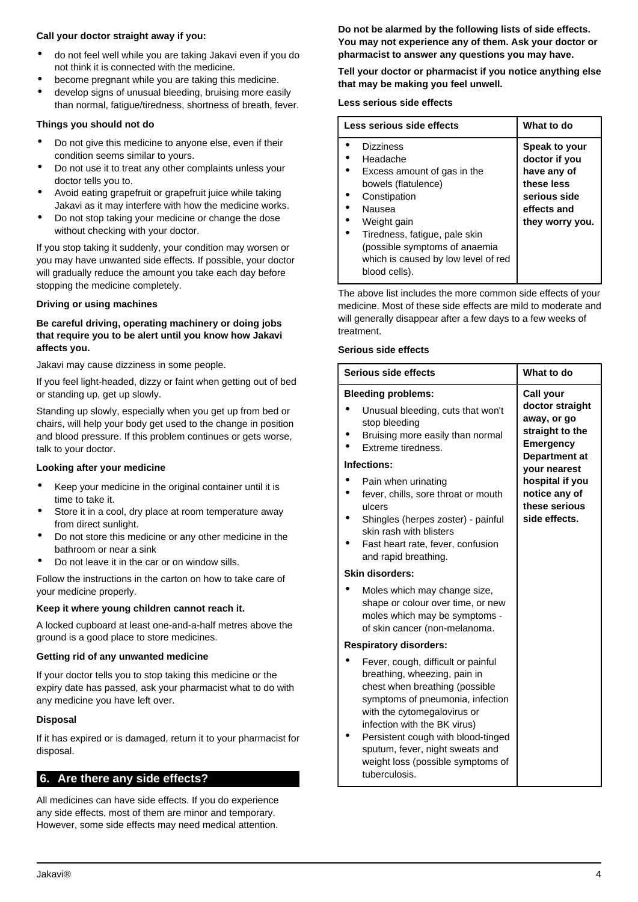**Call your doctor straight away if you:**

- do not feel well while you are taking Jakavi even if you do not think it is connected with the medicine.
- become pregnant while you are taking this medicine.
- develop signs of unusual bleeding, bruising more easily than normal, fatigue/tiredness, shortness of breath, fever.

**Things you should not do**

- Do not give this medicine to anyone else, even if their condition seems similar to yours.
- Do not use it to treat any other complaints unless your doctor tells you to.
- Avoid eating grapefruit or grapefruit juice while taking Jakavi as it may interfere with how the medicine works.
- Do not stop taking your medicine or change the dose without checking with your doctor.

If you stop taking it suddenly, your condition may worsen or you may have unwanted side effects. If possible, your doctor will gradually reduce the amount you take each day before stopping the medicine completely.

**Driving or using machines**

**Be careful driving, operating machinery or doing jobs that require you to be alert until you know how Jakavi affects you.**

Jakavi may cause dizziness in some people.

If you feel light-headed, dizzy or faint when getting out of bed or standing up, get up slowly.

Standing up slowly, especially when you get up from bed or chairs, will help your body get used to the change in position and blood pressure. If this problem continues or gets worse, talk to your doctor.

**Looking after your medicine**

- Keep your medicine in the original container until it is time to take it.
- Store it in a cool, dry place at room temperature away from direct sunlight.
- Do not store this medicine or any other medicine in the bathroom or near a sink
- Do not leave it in the car or on window sills.

Follow the instructions in the carton on how to take care of your medicine properly.

**Keep it where young children cannot reach it.**

A locked cupboard at least one-and-a-half metres above the ground is a good place to store medicines.

**Getting rid of any unwanted medicine**

If your doctor tells you to stop taking this medicine or the expiry date has passed, ask your pharmacist what to do with any medicine you have left over.

**Disposal**

If it has expired or is damaged, return it to your pharmacist for disposal.

## 6. Are there any side effects?

All medicines can have side effects. If you do experience any side effects, most of them are minor and temporary. However, some side effects may need medical attention.

**Do not be alarmed by the following lists of side effects. You may not experience any of them. Ask your doctor or pharmacist to answer any questions you may have.**

**Tell your doctor or pharmacist if you notice anything else that may be making you feel unwell.**

**Less serious side effects**

| Less serious side effects | What to do |
|---|---|
| • Dizziness<br>• Headache<br>• Excess amount of gas in the bowels (flatulence)<br>• Constipation<br>• Nausea<br>• Weight gain<br>• Tiredness, fatigue, pale skin (possible symptoms of anaemia which is caused by low level of red blood cells). | **Speak to your doctor if you have any of these less serious side effects and they worry you.** |

The above list includes the more common side effects of your medicine. Most of these side effects are mild to moderate and will generally disappear after a few days to a few weeks of treatment.

**Serious side effects**

| Serious side effects | What to do |
|---|---|
| **Bleeding problems:**<br>• Unusual bleeding, cuts that won't stop bleeding<br>• Bruising more easily than normal<br>• Extreme tiredness.<br>**Infections:**<br>• Pain when urinating<br>• fever, chills, sore throat or mouth ulcers<br>• Shingles (herpes zoster) - painful skin rash with blisters<br>• Fast heart rate, fever, confusion and rapid breathing.<br>**Skin disorders:**<br>• Moles which may change size, shape or colour over time, or new moles which may be symptoms - of skin cancer (non-melanoma.<br>**Respiratory disorders:**<br>• Fever, cough, difficult or painful breathing, wheezing, pain in chest when breathing (possible symptoms of pneumonia, infection with the cytomegalovirus or infection with the BK virus)<br>• Persistent cough with blood-tinged sputum, fever, night sweats and weight loss (possible symptoms of tuberculosis. | **Call your doctor straight away, or go straight to the Emergency Department at your nearest hospital if you notice any of these serious side effects.** |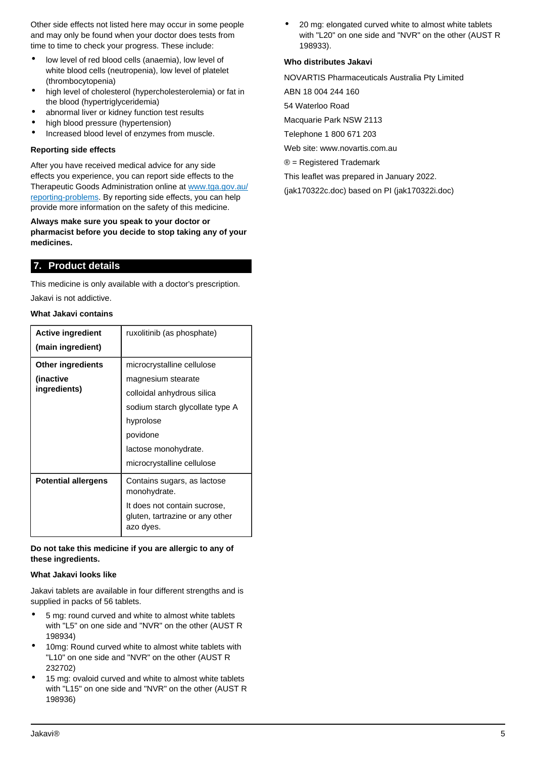Other side effects not listed here may occur in some people and may only be found when your doctor does tests from time to time to check your progress. These include:

- low level of red blood cells (anaemia), low level of white blood cells (neutropenia), low level of platelet (thrombocytopenia)
- high level of cholesterol (hypercholesterolemia) or fat in the blood (hypertriglyceridemia)
- abnormal liver or kidney function test results
- high blood pressure (hypertension)
- Increased blood level of enzymes from muscle.

**Reporting side effects**

After you have received medical advice for any side effects you experience, you can report side effects to the Therapeutic Goods Administration online at www.tga.gov.au/reporting-problems. By reporting side effects, you can help provide more information on the safety of this medicine.

**Always make sure you speak to your doctor or pharmacist before you decide to stop taking any of your medicines.**

## 7. Product details

This medicine is only available with a doctor's prescription.

Jakavi is not addictive.

**What Jakavi contains**

| | |
|---|---|
| **Active ingredient (main ingredient)** | ruxolitinib (as phosphate) |
| **Other ingredients (inactive ingredients)** | microcrystalline cellulose<br>magnesium stearate<br>colloidal anhydrous silica<br>sodium starch glycollate type A<br>hyprolose<br>povidone<br>lactose monohydrate.<br>microcrystalline cellulose |
| **Potential allergens** | Contains sugars, as lactose monohydrate.<br>It does not contain sucrose, gluten, tartrazine or any other azo dyes. |

**Do not take this medicine if you are allergic to any of these ingredients.**

**What Jakavi looks like**

Jakavi tablets are available in four different strengths and is supplied in packs of 56 tablets.

- 5 mg: round curved and white to almost white tablets with "L5" on one side and "NVR" on the other (AUST R 198934)
- 10mg: Round curved white to almost white tablets with "L10" on one side and "NVR" on the other (AUST R 232702)
- 15 mg: ovaloid curved and white to almost white tablets with "L15" on one side and "NVR" on the other (AUST R 198936)
- 20 mg: elongated curved white to almost white tablets with "L20" on one side and "NVR" on the other (AUST R 198933).

**Who distributes Jakavi**

NOVARTIS Pharmaceuticals Australia Pty Limited

ABN 18 004 244 160

54 Waterloo Road

Macquarie Park NSW 2113

Telephone 1 800 671 203

Web site: www.novartis.com.au

® = Registered Trademark

This leaflet was prepared in January 2022.

(jak170322c.doc) based on PI (jak170322i.doc)